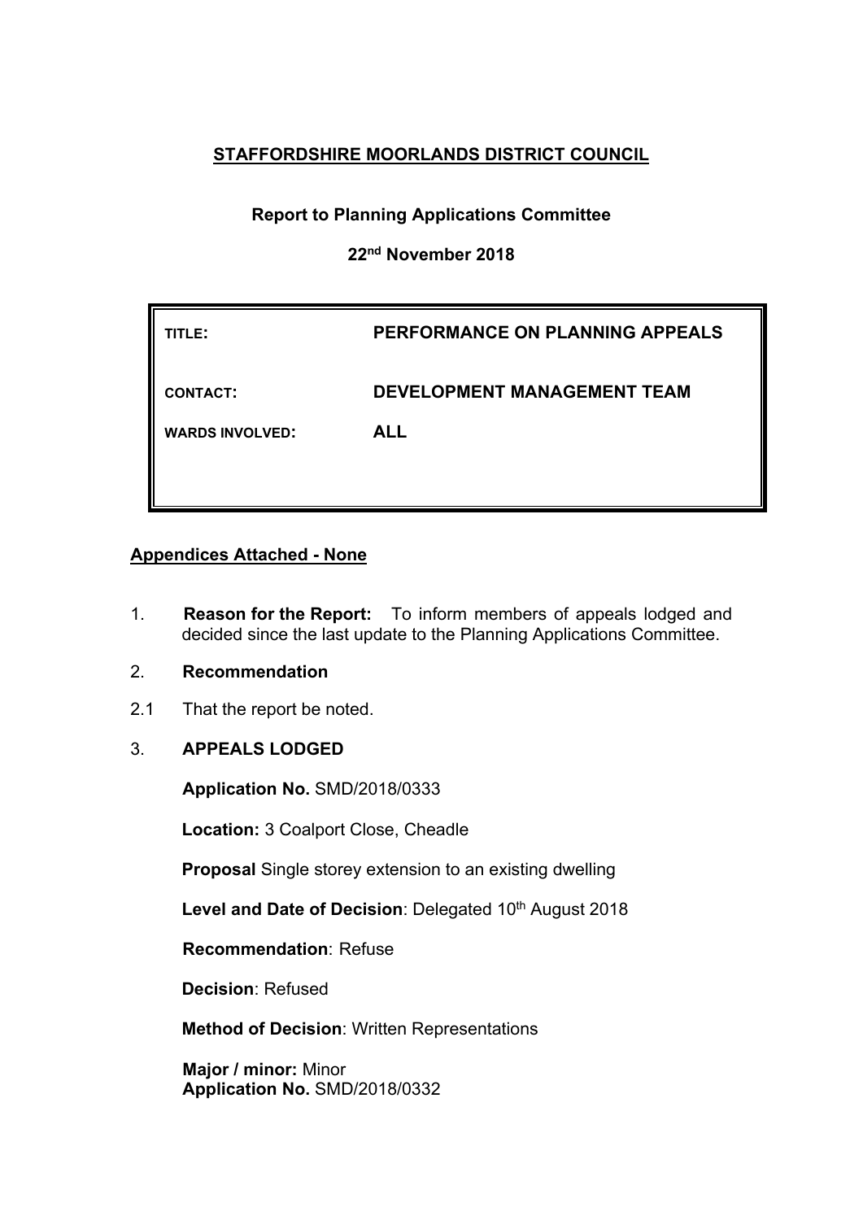**STAFFORDSHIRE MOORLANDS DISTRICT COUNCIL**

**Report to Planning Applications Committee**

**22nd November 2018**

| | |
|---|---|
| **TITLE:** | **PERFORMANCE ON PLANNING APPEALS** |
| **CONTACT:** | **DEVELOPMENT MANAGEMENT TEAM** |
| **WARDS INVOLVED:** | **ALL** |

**Appendices Attached - None**

1. **Reason for the Report:** To inform members of appeals lodged and decided since the last update to the Planning Applications Committee.

2. **Recommendation**

2.1 That the report be noted.

3. **APPEALS LODGED**

**Application No.** SMD/2018/0333

**Location:** 3 Coalport Close, Cheadle

**Proposal** Single storey extension to an existing dwelling

**Level and Date of Decision**: Delegated 10th August 2018

**Recommendation**: Refuse

**Decision**: Refused

**Method of Decision**: Written Representations

**Major / minor:** Minor

**Application No.** SMD/2018/0332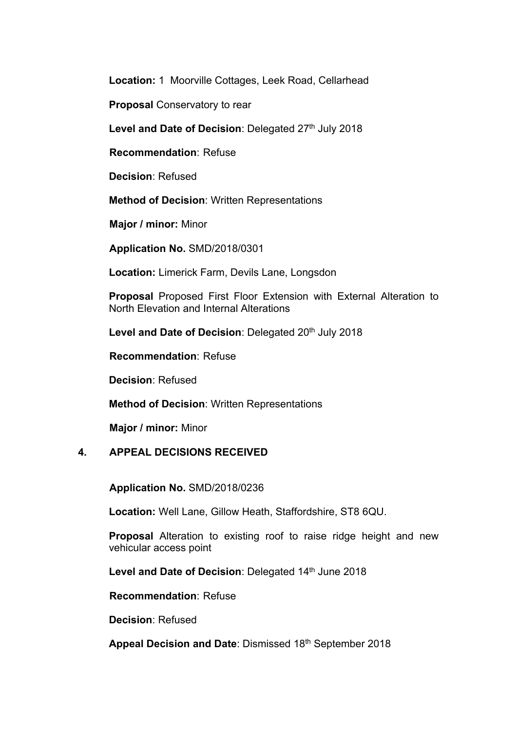**Location:** 1 Moorville Cottages, Leek Road, Cellarhead

**Proposal** Conservatory to rear

**Level and Date of Decision**: Delegated 27th July 2018

**Recommendation**: Refuse

**Decision**: Refused

**Method of Decision**: Written Representations

**Major / minor:** Minor

**Application No.** SMD/2018/0301

**Location:** Limerick Farm, Devils Lane, Longsdon

**Proposal** Proposed First Floor Extension with External Alteration to North Elevation and Internal Alterations

**Level and Date of Decision**: Delegated 20th July 2018

**Recommendation**: Refuse

**Decision**: Refused

**Method of Decision**: Written Representations

**Major / minor:** Minor

## 4. APPEAL DECISIONS RECEIVED

**Application No.** SMD/2018/0236

**Location:** Well Lane, Gillow Heath, Staffordshire, ST8 6QU.

**Proposal** Alteration to existing roof to raise ridge height and new vehicular access point

**Level and Date of Decision**: Delegated 14th June 2018

**Recommendation**: Refuse

**Decision**: Refused

**Appeal Decision and Date**: Dismissed 18th September 2018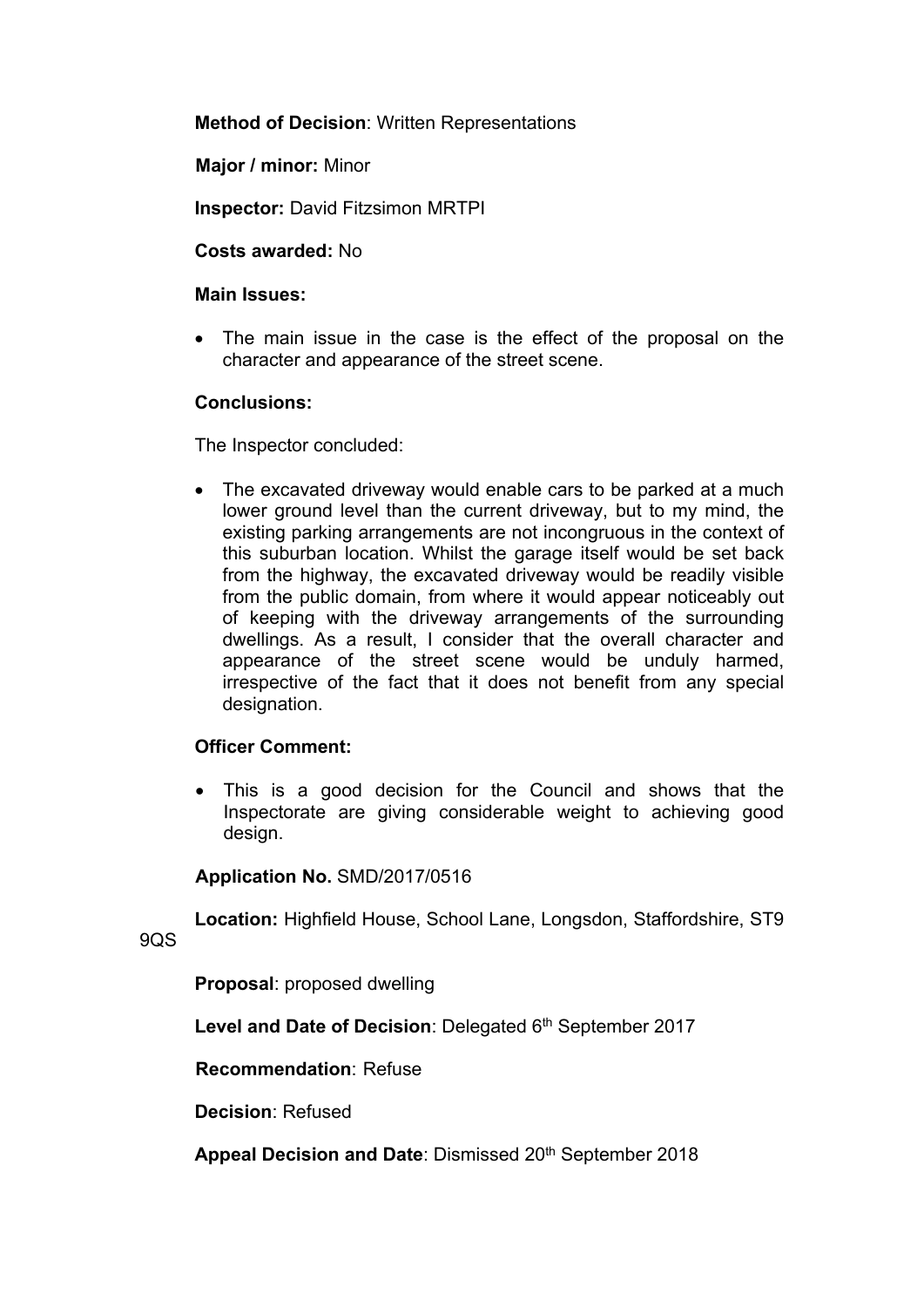**Method of Decision**: Written Representations

**Major / minor:** Minor

**Inspector:** David Fitzsimon MRTPI

**Costs awarded:** No

**Main Issues:**

- The main issue in the case is the effect of the proposal on the character and appearance of the street scene.

**Conclusions:**

The Inspector concluded:

- The excavated driveway would enable cars to be parked at a much lower ground level than the current driveway, but to my mind, the existing parking arrangements are not incongruous in the context of this suburban location. Whilst the garage itself would be set back from the highway, the excavated driveway would be readily visible from the public domain, from where it would appear noticeably out of keeping with the driveway arrangements of the surrounding dwellings. As a result, I consider that the overall character and appearance of the street scene would be unduly harmed, irrespective of the fact that it does not benefit from any special designation.

**Officer Comment:**

- This is a good decision for the Council and shows that the Inspectorate are giving considerable weight to achieving good design.

**Application No.** SMD/2017/0516

**Location:** Highfield House, School Lane, Longsdon, Staffordshire, ST9 9QS

**Proposal**: proposed dwelling

**Level and Date of Decision**: Delegated 6th September 2017

**Recommendation**: Refuse

**Decision**: Refused

**Appeal Decision and Date**: Dismissed 20th September 2018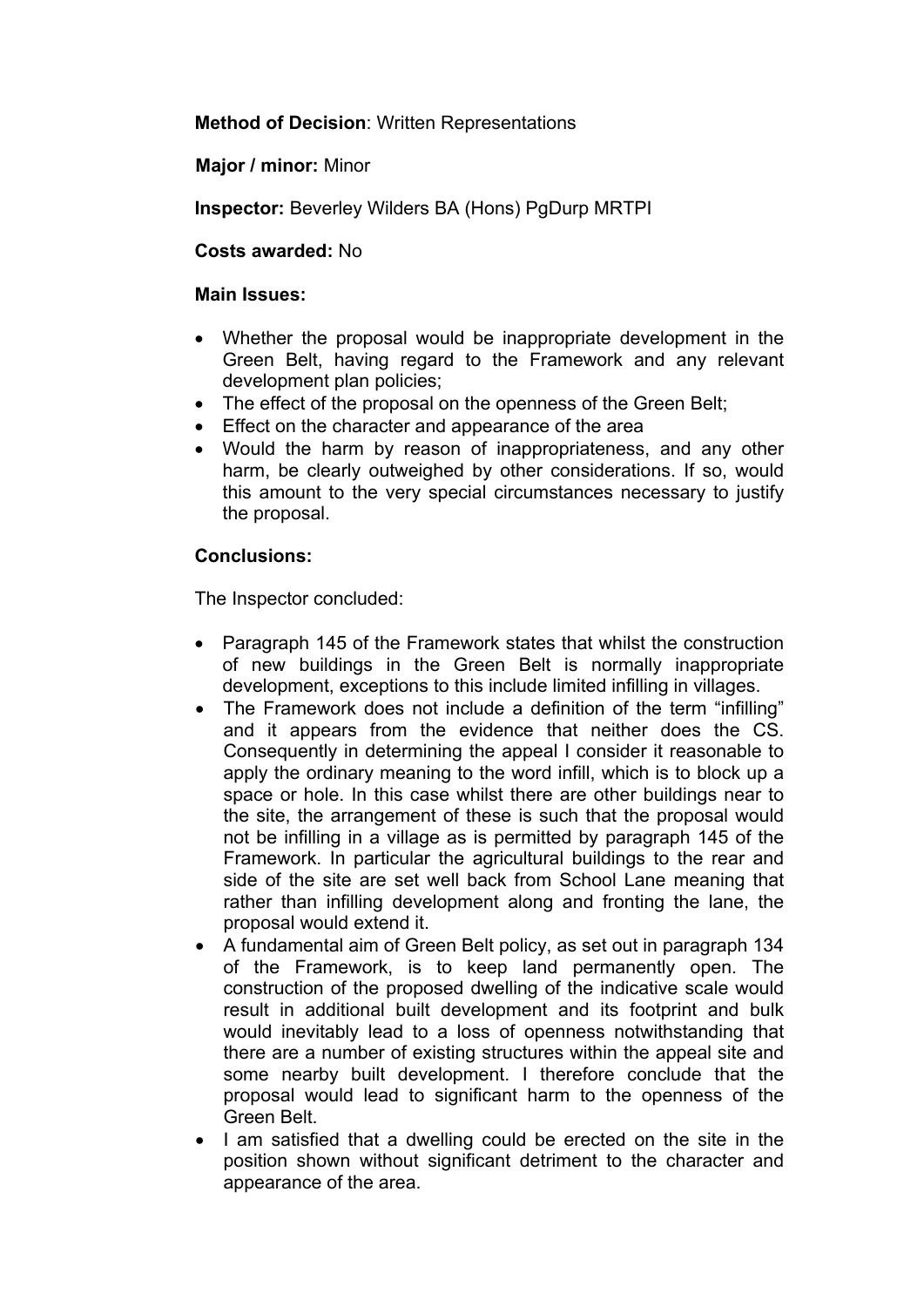**Method of Decision**: Written Representations

**Major / minor:** Minor

**Inspector:** Beverley Wilders BA (Hons) PgDurp MRTPI

**Costs awarded:** No

**Main Issues:**

- Whether the proposal would be inappropriate development in the Green Belt, having regard to the Framework and any relevant development plan policies;
- The effect of the proposal on the openness of the Green Belt;
- Effect on the character and appearance of the area
- Would the harm by reason of inappropriateness, and any other harm, be clearly outweighed by other considerations. If so, would this amount to the very special circumstances necessary to justify the proposal.

**Conclusions:**

The Inspector concluded:

- Paragraph 145 of the Framework states that whilst the construction of new buildings in the Green Belt is normally inappropriate development, exceptions to this include limited infilling in villages.
- The Framework does not include a definition of the term "infilling" and it appears from the evidence that neither does the CS. Consequently in determining the appeal I consider it reasonable to apply the ordinary meaning to the word infill, which is to block up a space or hole. In this case whilst there are other buildings near to the site, the arrangement of these is such that the proposal would not be infilling in a village as is permitted by paragraph 145 of the Framework. In particular the agricultural buildings to the rear and side of the site are set well back from School Lane meaning that rather than infilling development along and fronting the lane, the proposal would extend it.
- A fundamental aim of Green Belt policy, as set out in paragraph 134 of the Framework, is to keep land permanently open. The construction of the proposed dwelling of the indicative scale would result in additional built development and its footprint and bulk would inevitably lead to a loss of openness notwithstanding that there are a number of existing structures within the appeal site and some nearby built development. I therefore conclude that the proposal would lead to significant harm to the openness of the Green Belt.
- I am satisfied that a dwelling could be erected on the site in the position shown without significant detriment to the character and appearance of the area.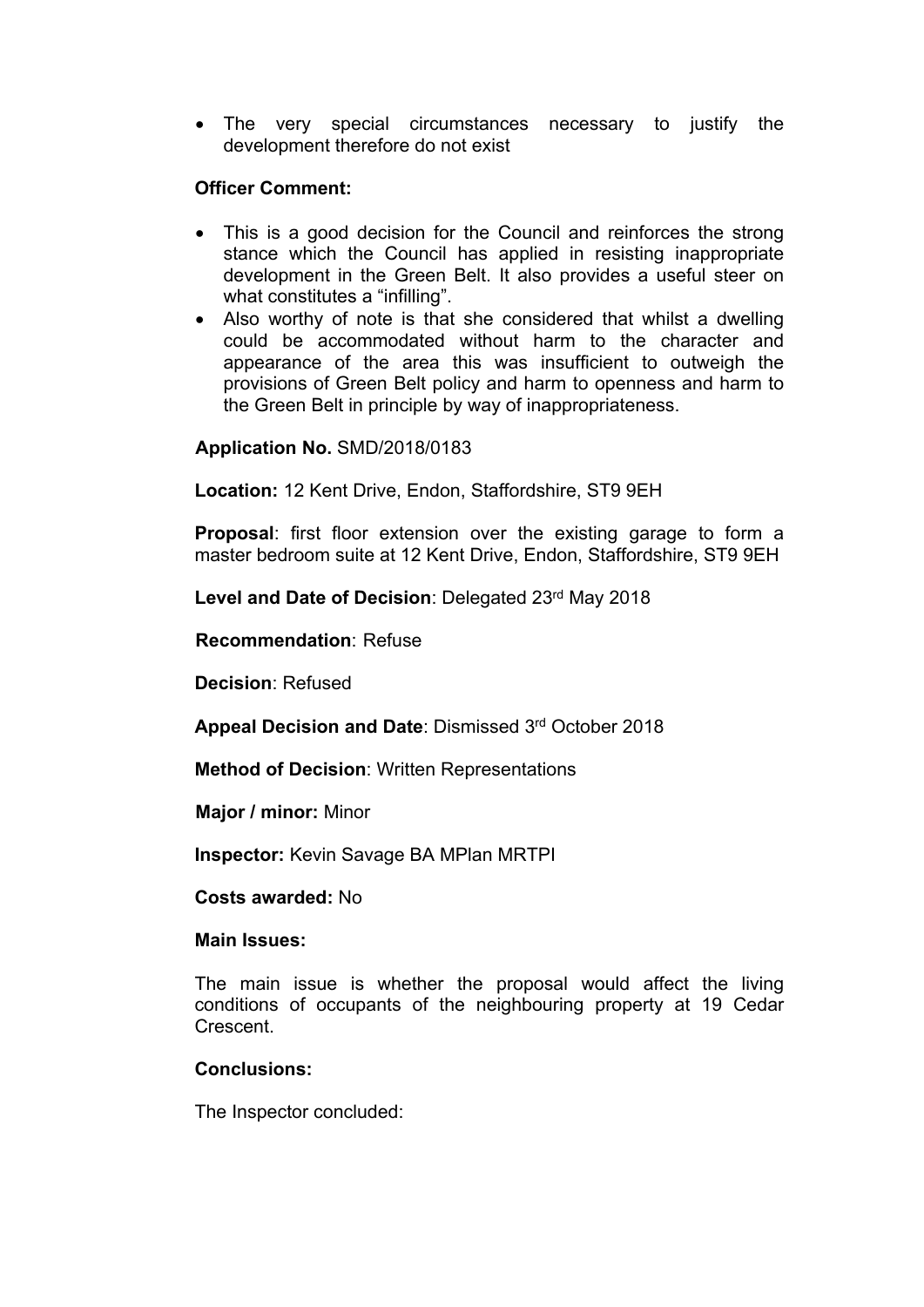- The very special circumstances necessary to justify the development therefore do not exist

**Officer Comment:**

- This is a good decision for the Council and reinforces the strong stance which the Council has applied in resisting inappropriate development in the Green Belt. It also provides a useful steer on what constitutes a "infilling".
- Also worthy of note is that she considered that whilst a dwelling could be accommodated without harm to the character and appearance of the area this was insufficient to outweigh the provisions of Green Belt policy and harm to openness and harm to the Green Belt in principle by way of inappropriateness.

**Application No.** SMD/2018/0183

**Location:** 12 Kent Drive, Endon, Staffordshire, ST9 9EH

**Proposal**: first floor extension over the existing garage to form a master bedroom suite at 12 Kent Drive, Endon, Staffordshire, ST9 9EH

**Level and Date of Decision**: Delegated 23rd May 2018

**Recommendation**: Refuse

**Decision**: Refused

**Appeal Decision and Date**: Dismissed 3rd October 2018

**Method of Decision**: Written Representations

**Major / minor:** Minor

**Inspector:** Kevin Savage BA MPlan MRTPI

**Costs awarded:** No

**Main Issues:**

The main issue is whether the proposal would affect the living conditions of occupants of the neighbouring property at 19 Cedar Crescent.

**Conclusions:**

The Inspector concluded: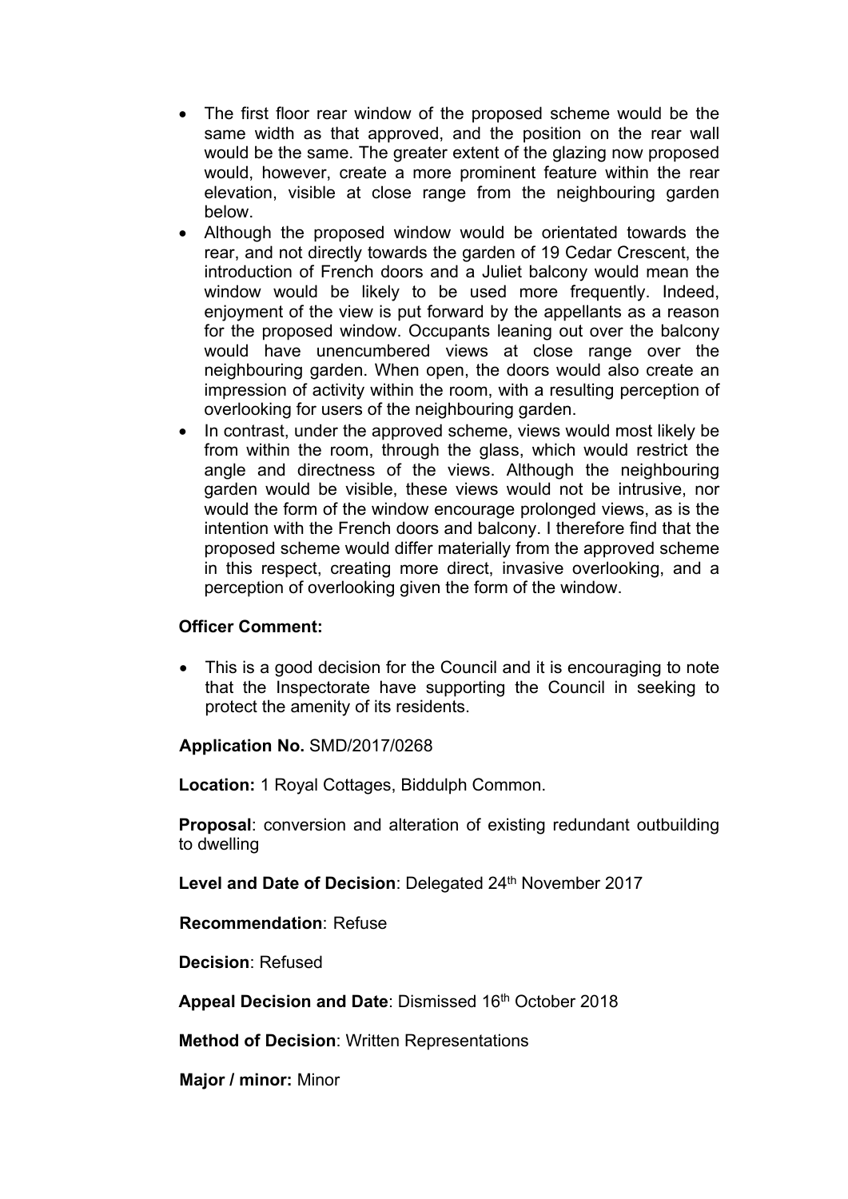- The first floor rear window of the proposed scheme would be the same width as that approved, and the position on the rear wall would be the same. The greater extent of the glazing now proposed would, however, create a more prominent feature within the rear elevation, visible at close range from the neighbouring garden below.
- Although the proposed window would be orientated towards the rear, and not directly towards the garden of 19 Cedar Crescent, the introduction of French doors and a Juliet balcony would mean the window would be likely to be used more frequently. Indeed, enjoyment of the view is put forward by the appellants as a reason for the proposed window. Occupants leaning out over the balcony would have unencumbered views at close range over the neighbouring garden. When open, the doors would also create an impression of activity within the room, with a resulting perception of overlooking for users of the neighbouring garden.
- In contrast, under the approved scheme, views would most likely be from within the room, through the glass, which would restrict the angle and directness of the views. Although the neighbouring garden would be visible, these views would not be intrusive, nor would the form of the window encourage prolonged views, as is the intention with the French doors and balcony. I therefore find that the proposed scheme would differ materially from the approved scheme in this respect, creating more direct, invasive overlooking, and a perception of overlooking given the form of the window.

**Officer Comment:**

- This is a good decision for the Council and it is encouraging to note that the Inspectorate have supporting the Council in seeking to protect the amenity of its residents.

**Application No.** SMD/2017/0268

**Location:** 1 Royal Cottages, Biddulph Common.

**Proposal**: conversion and alteration of existing redundant outbuilding to dwelling

**Level and Date of Decision**: Delegated 24th November 2017

**Recommendation**: Refuse

**Decision**: Refused

**Appeal Decision and Date**: Dismissed 16th October 2018

**Method of Decision**: Written Representations

**Major / minor:** Minor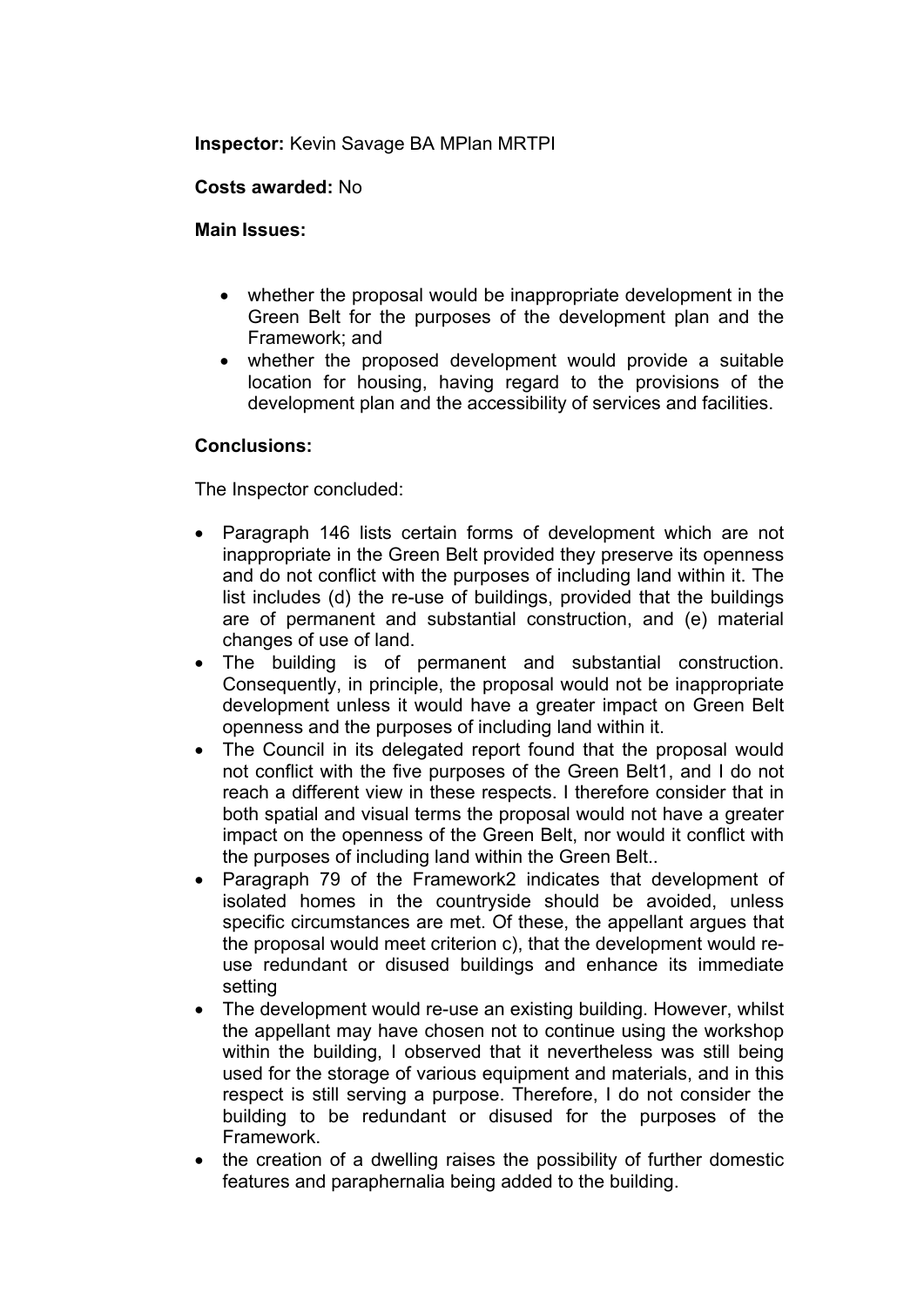**Inspector:** Kevin Savage BA MPlan MRTPI

**Costs awarded:** No

**Main Issues:**

- whether the proposal would be inappropriate development in the Green Belt for the purposes of the development plan and the Framework; and
- whether the proposed development would provide a suitable location for housing, having regard to the provisions of the development plan and the accessibility of services and facilities.

**Conclusions:**

The Inspector concluded:

- Paragraph 146 lists certain forms of development which are not inappropriate in the Green Belt provided they preserve its openness and do not conflict with the purposes of including land within it. The list includes (d) the re-use of buildings, provided that the buildings are of permanent and substantial construction, and (e) material changes of use of land.
- The building is of permanent and substantial construction. Consequently, in principle, the proposal would not be inappropriate development unless it would have a greater impact on Green Belt openness and the purposes of including land within it.
- The Council in its delegated report found that the proposal would not conflict with the five purposes of the Green Belt1, and I do not reach a different view in these respects. I therefore consider that in both spatial and visual terms the proposal would not have a greater impact on the openness of the Green Belt, nor would it conflict with the purposes of including land within the Green Belt..
- Paragraph 79 of the Framework2 indicates that development of isolated homes in the countryside should be avoided, unless specific circumstances are met. Of these, the appellant argues that the proposal would meet criterion c), that the development would re-use redundant or disused buildings and enhance its immediate setting
- The development would re-use an existing building. However, whilst the appellant may have chosen not to continue using the workshop within the building, I observed that it nevertheless was still being used for the storage of various equipment and materials, and in this respect is still serving a purpose. Therefore, I do not consider the building to be redundant or disused for the purposes of the Framework.
- the creation of a dwelling raises the possibility of further domestic features and paraphernalia being added to the building.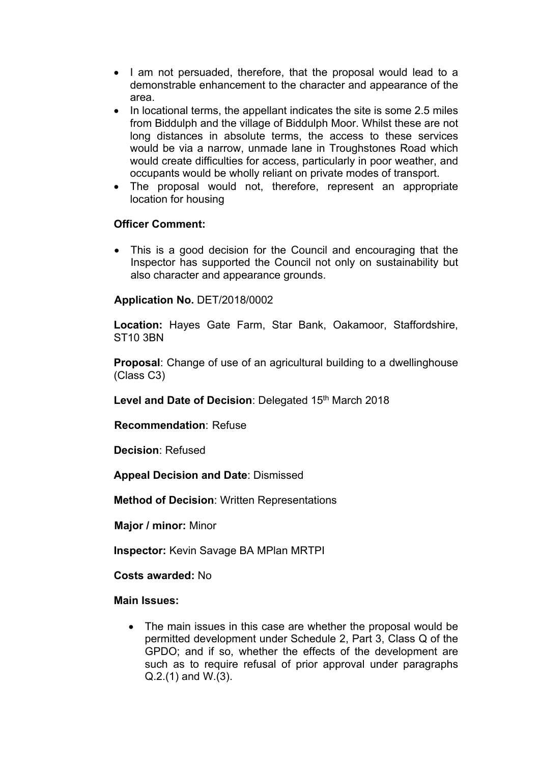- I am not persuaded, therefore, that the proposal would lead to a demonstrable enhancement to the character and appearance of the area.
- In locational terms, the appellant indicates the site is some 2.5 miles from Biddulph and the village of Biddulph Moor. Whilst these are not long distances in absolute terms, the access to these services would be via a narrow, unmade lane in Troughstones Road which would create difficulties for access, particularly in poor weather, and occupants would be wholly reliant on private modes of transport.
- The proposal would not, therefore, represent an appropriate location for housing

**Officer Comment:**

- This is a good decision for the Council and encouraging that the Inspector has supported the Council not only on sustainability but also character and appearance grounds.

**Application No.** DET/2018/0002

**Location:** Hayes Gate Farm, Star Bank, Oakamoor, Staffordshire, ST10 3BN

**Proposal**: Change of use of an agricultural building to a dwellinghouse (Class C3)

**Level and Date of Decision**: Delegated 15th March 2018

**Recommendation**: Refuse

**Decision**: Refused

**Appeal Decision and Date**: Dismissed

**Method of Decision**: Written Representations

**Major / minor:** Minor

**Inspector:** Kevin Savage BA MPlan MRTPI

**Costs awarded:** No

**Main Issues:**

- The main issues in this case are whether the proposal would be permitted development under Schedule 2, Part 3, Class Q of the GPDO; and if so, whether the effects of the development are such as to require refusal of prior approval under paragraphs Q.2.(1) and W.(3).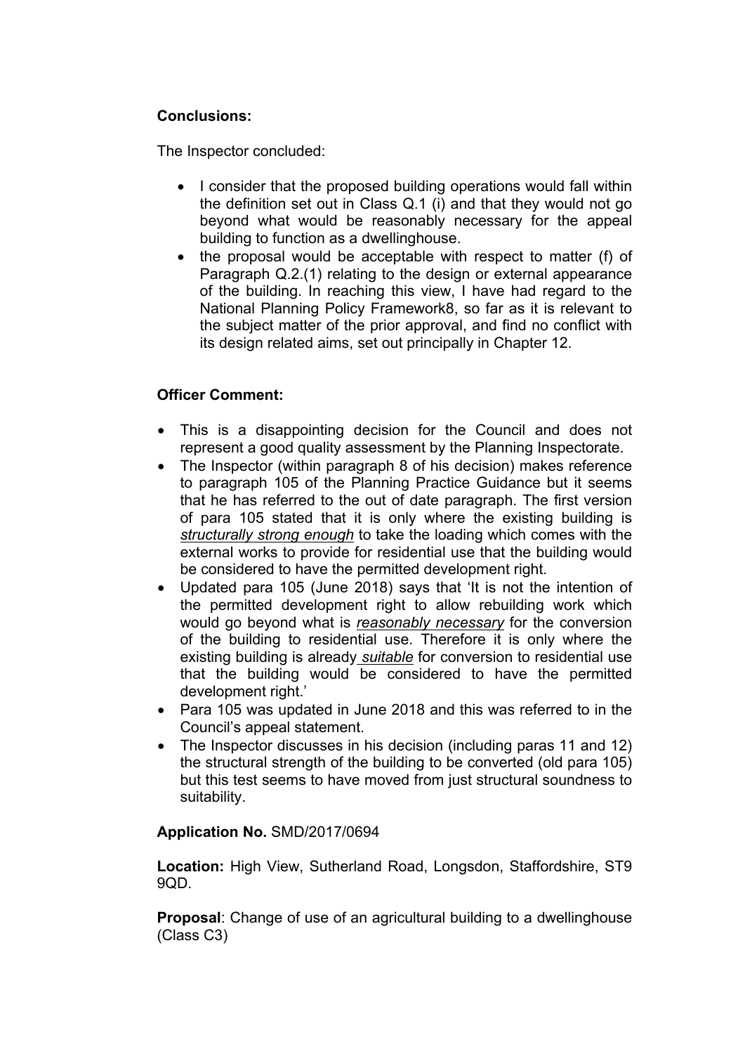**Conclusions:**

The Inspector concluded:

- I consider that the proposed building operations would fall within the definition set out in Class Q.1 (i) and that they would not go beyond what would be reasonably necessary for the appeal building to function as a dwellinghouse.
- the proposal would be acceptable with respect to matter (f) of Paragraph Q.2.(1) relating to the design or external appearance of the building. In reaching this view, I have had regard to the National Planning Policy Framework8, so far as it is relevant to the subject matter of the prior approval, and find no conflict with its design related aims, set out principally in Chapter 12.

**Officer Comment:**

- This is a disappointing decision for the Council and does not represent a good quality assessment by the Planning Inspectorate.
- The Inspector (within paragraph 8 of his decision) makes reference to paragraph 105 of the Planning Practice Guidance but it seems that he has referred to the out of date paragraph. The first version of para 105 stated that it is only where the existing building is ***structurally strong enough*** to take the loading which comes with the external works to provide for residential use that the building would be considered to have the permitted development right.
- Updated para 105 (June 2018) says that 'It is not the intention of the permitted development right to allow rebuilding work which would go beyond what is ***reasonably necessary*** for the conversion of the building to residential use. Therefore it is only where the existing building is already ***suitable*** for conversion to residential use that the building would be considered to have the permitted development right.'
- Para 105 was updated in June 2018 and this was referred to in the Council's appeal statement.
- The Inspector discusses in his decision (including paras 11 and 12) the structural strength of the building to be converted (old para 105) but this test seems to have moved from just structural soundness to suitability.

**Application No.** SMD/2017/0694

**Location:** High View, Sutherland Road, Longsdon, Staffordshire, ST9 9QD.

**Proposal**: Change of use of an agricultural building to a dwellinghouse (Class C3)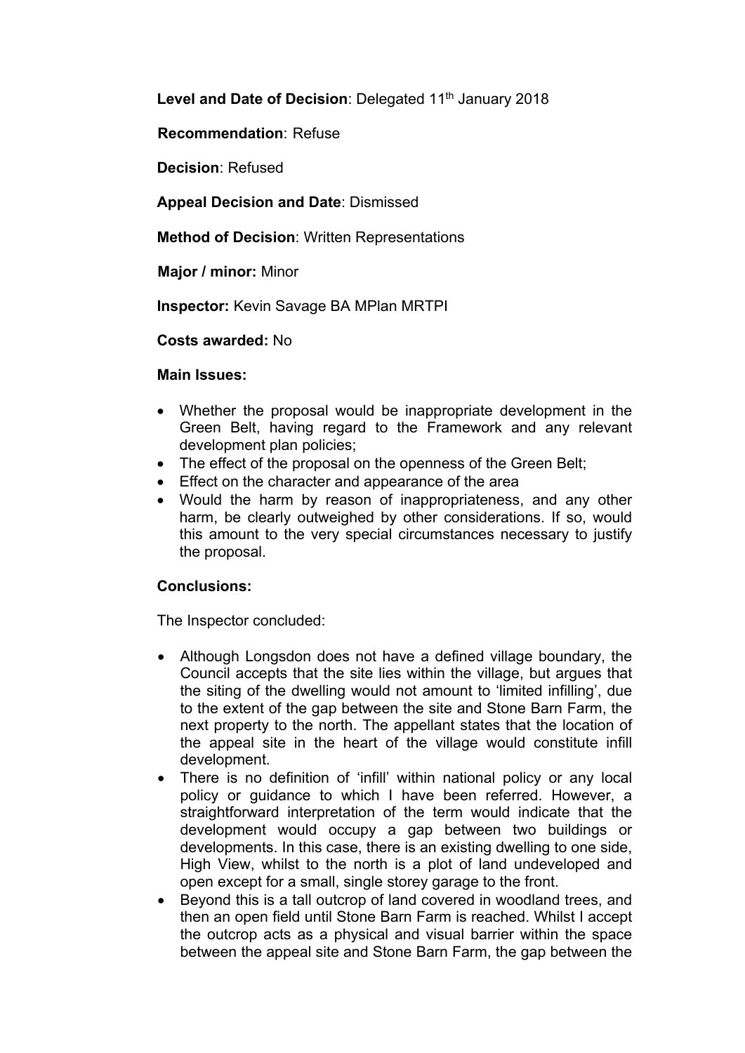**Level and Date of Decision**: Delegated 11th January 2018

**Recommendation**: Refuse

**Decision**: Refused

**Appeal Decision and Date**: Dismissed

**Method of Decision**: Written Representations

**Major / minor:** Minor

**Inspector:** Kevin Savage BA MPlan MRTPI

**Costs awarded:** No

**Main Issues:**

- Whether the proposal would be inappropriate development in the Green Belt, having regard to the Framework and any relevant development plan policies;
- The effect of the proposal on the openness of the Green Belt;
- Effect on the character and appearance of the area
- Would the harm by reason of inappropriateness, and any other harm, be clearly outweighed by other considerations. If so, would this amount to the very special circumstances necessary to justify the proposal.

**Conclusions:**

The Inspector concluded:

- Although Longsdon does not have a defined village boundary, the Council accepts that the site lies within the village, but argues that the siting of the dwelling would not amount to 'limited infilling', due to the extent of the gap between the site and Stone Barn Farm, the next property to the north. The appellant states that the location of the appeal site in the heart of the village would constitute infill development.
- There is no definition of 'infill' within national policy or any local policy or guidance to which I have been referred. However, a straightforward interpretation of the term would indicate that the development would occupy a gap between two buildings or developments. In this case, there is an existing dwelling to one side, High View, whilst to the north is a plot of land undeveloped and open except for a small, single storey garage to the front.
- Beyond this is a tall outcrop of land covered in woodland trees, and then an open field until Stone Barn Farm is reached. Whilst I accept the outcrop acts as a physical and visual barrier within the space between the appeal site and Stone Barn Farm, the gap between the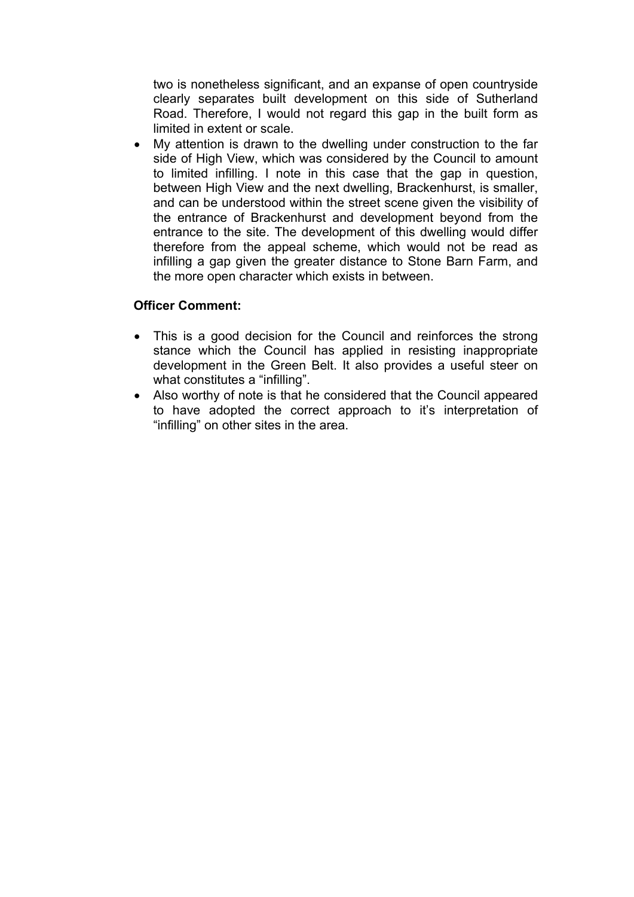two is nonetheless significant, and an expanse of open countryside clearly separates built development on this side of Sutherland Road. Therefore, I would not regard this gap in the built form as limited in extent or scale.

- My attention is drawn to the dwelling under construction to the far side of High View, which was considered by the Council to amount to limited infilling. I note in this case that the gap in question, between High View and the next dwelling, Brackenhurst, is smaller, and can be understood within the street scene given the visibility of the entrance of Brackenhurst and development beyond from the entrance to the site. The development of this dwelling would differ therefore from the appeal scheme, which would not be read as infilling a gap given the greater distance to Stone Barn Farm, and the more open character which exists in between.

**Officer Comment:**

- This is a good decision for the Council and reinforces the strong stance which the Council has applied in resisting inappropriate development in the Green Belt. It also provides a useful steer on what constitutes a "infilling".
- Also worthy of note is that he considered that the Council appeared to have adopted the correct approach to it's interpretation of "infilling" on other sites in the area.